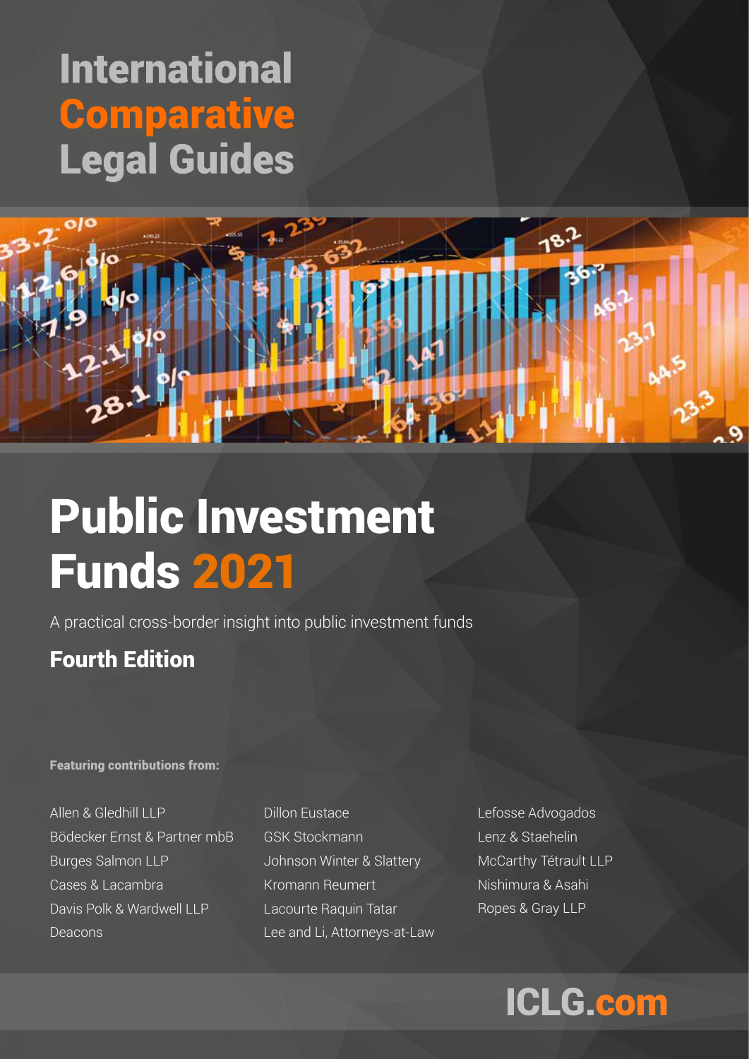# International Comparative Legal Guides

# Public Investment Funds 2021

A practical cross-border insight into public investment funds

## Fourth Edition

**Featuring contributions from:**

Allen & Gledhill LLP
Bödecker Ernst & Partner mbB
Burges Salmon LLP
Cases & Lacambra
Davis Polk & Wardwell LLP
Deacons
Dillon Eustace
GSK Stockmann
Johnson Winter & Slattery
Kromann Reumert
Lacourte Raquin Tatar
Lee and Li, Attorneys-at-Law
Lefosse Advogados
Lenz & Staehelin
McCarthy Tétrault LLP
Nishimura & Asahi
Ropes & Gray LLP

ICLG.com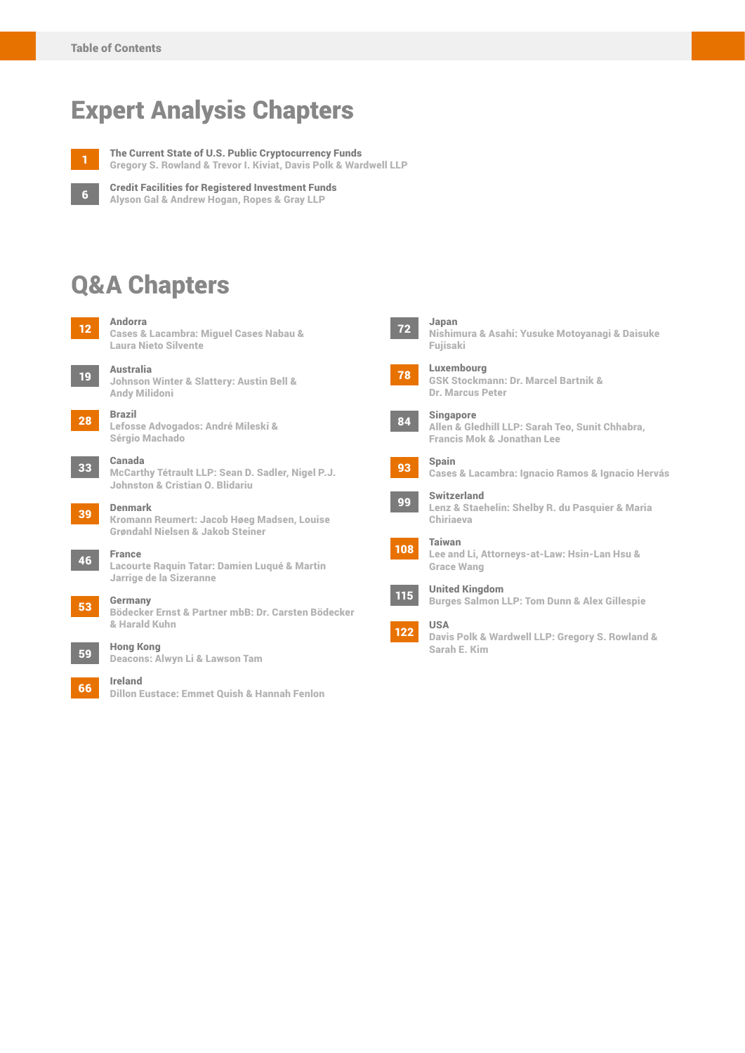# Table of Contents

## Expert Analysis Chapters

**1** **The Current State of U.S. Public Cryptocurrency Funds**
Gregory S. Rowland & Trevor I. Kiviat, Davis Polk & Wardwell LLP

**6** **Credit Facilities for Registered Investment Funds**
Alyson Gal & Andrew Hogan, Ropes & Gray LLP

## Q&A Chapters

**12** **Andorra**
Cases & Lacambra: Miguel Cases Nabau & Laura Nieto Silvente

**19** **Australia**
Johnson Winter & Slattery: Austin Bell & Andy Milidoni

**28** **Brazil**
Lefosse Advogados: André Mileski & Sérgio Machado

**33** **Canada**
McCarthy Tétrault LLP: Sean D. Sadler, Nigel P.J. Johnston & Cristian O. Blidariu

**39** **Denmark**
Kromann Reumert: Jacob Høeg Madsen, Louise Grøndahl Nielsen & Jakob Steiner

**46** **France**
Lacourte Raquin Tatar: Damien Luqué & Martin Jarrige de la Sizeranne

**53** **Germany**
Bödecker Ernst & Partner mbB: Dr. Carsten Bödecker & Harald Kuhn

**59** **Hong Kong**
Deacons: Alwyn Li & Lawson Tam

**66** **Ireland**
Dillon Eustace: Emmet Quish & Hannah Fenlon

**72** **Japan**
Nishimura & Asahi: Yusuke Motoyanagi & Daisuke Fujisaki

**78** **Luxembourg**
GSK Stockmann: Dr. Marcel Bartnik & Dr. Marcus Peter

**84** **Singapore**
Allen & Gledhill LLP: Sarah Teo, Sunit Chhabra, Francis Mok & Jonathan Lee

**93** **Spain**
Cases & Lacambra: Ignacio Ramos & Ignacio Hervás

**99** **Switzerland**
Lenz & Staehelin: Shelby R. du Pasquier & Maria Chiriaeva

**108** **Taiwan**
Lee and Li, Attorneys-at-Law: Hsin-Lan Hsu & Grace Wang

**115** **United Kingdom**
Burges Salmon LLP: Tom Dunn & Alex Gillespie

**122** **USA**
Davis Polk & Wardwell LLP: Gregory S. Rowland & Sarah E. Kim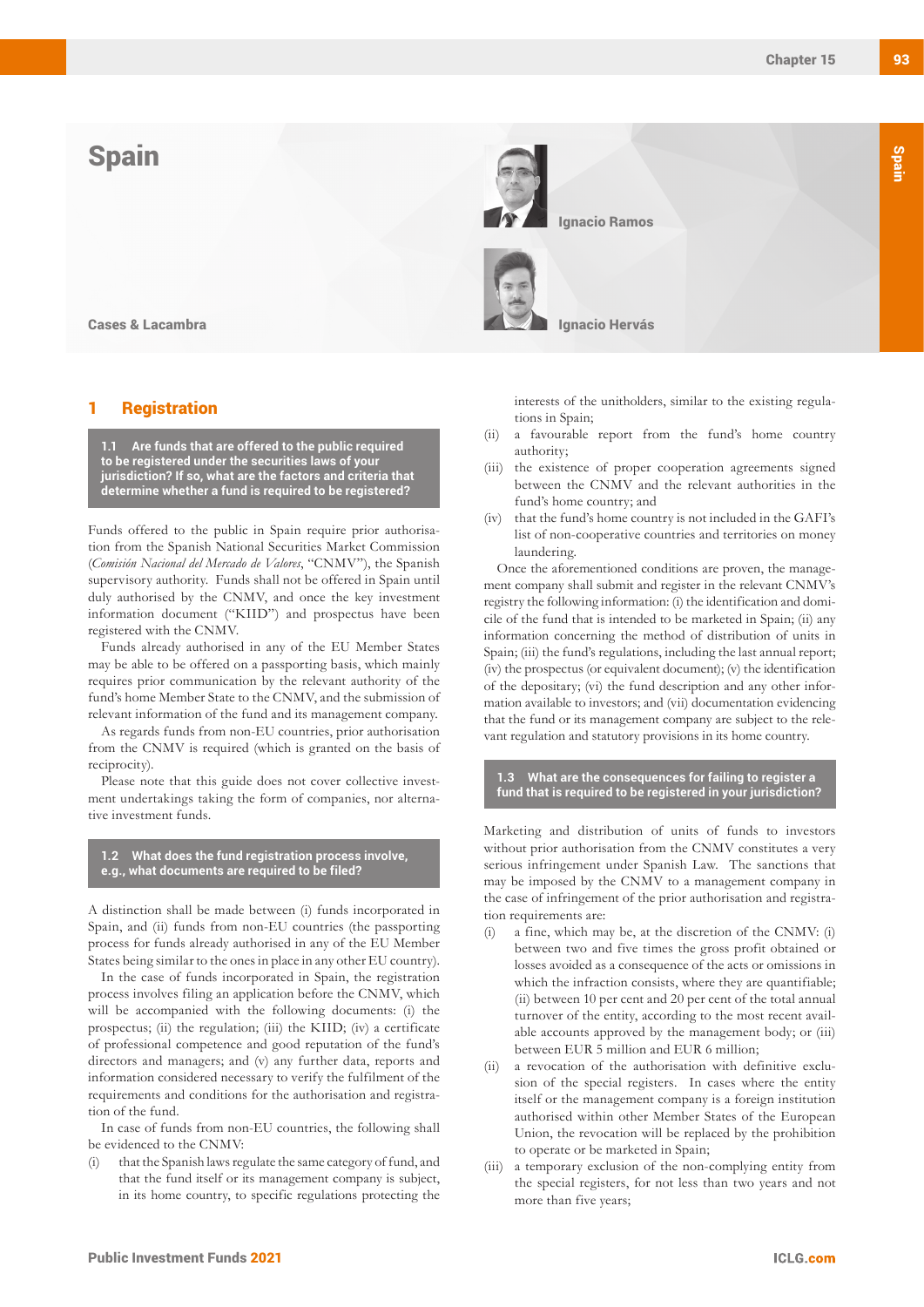# Spain

Cases & Lacambra

Ignacio Ramos

Ignacio Hervás

## 1 Registration

### 1.1 Are funds that are offered to the public required to be registered under the securities laws of your jurisdiction? If so, what are the factors and criteria that determine whether a fund is required to be registered?

Funds offered to the public in Spain require prior authorisation from the Spanish National Securities Market Commission (*Comisión Nacional del Mercado de Valores*, "CNMV"), the Spanish supervisory authority. Funds shall not be offered in Spain until duly authorised by the CNMV, and once the key investment information document ("KIID") and prospectus have been registered with the CNMV.

Funds already authorised in any of the EU Member States may be able to be offered on a passporting basis, which mainly requires prior communication by the relevant authority of the fund's home Member State to the CNMV, and the submission of relevant information of the fund and its management company.

As regards funds from non-EU countries, prior authorisation from the CNMV is required (which is granted on the basis of reciprocity).

Please note that this guide does not cover collective investment undertakings taking the form of companies, nor alternative investment funds.

### 1.2 What does the fund registration process involve, e.g., what documents are required to be filed?

A distinction shall be made between (i) funds incorporated in Spain, and (ii) funds from non-EU countries (the passporting process for funds already authorised in any of the EU Member States being similar to the ones in place in any other EU country).

In the case of funds incorporated in Spain, the registration process involves filing an application before the CNMV, which will be accompanied with the following documents: (i) the prospectus; (ii) the regulation; (iii) the KIID; (iv) a certificate of professional competence and good reputation of the fund's directors and managers; and (v) any further data, reports and information considered necessary to verify the fulfilment of the requirements and conditions for the authorisation and registration of the fund.

In case of funds from non-EU countries, the following shall be evidenced to the CNMV:

(i) that the Spanish laws regulate the same category of fund, and that the fund itself or its management company is subject, in its home country, to specific regulations protecting the interests of the unitholders, similar to the existing regulations in Spain;

(ii) a favourable report from the fund's home country authority;

(iii) the existence of proper cooperation agreements signed between the CNMV and the relevant authorities in the fund's home country; and

(iv) that the fund's home country is not included in the GAFI's list of non-cooperative countries and territories on money laundering.

Once the aforementioned conditions are proven, the management company shall submit and register in the relevant CNMV's registry the following information: (i) the identification and domicile of the fund that is intended to be marketed in Spain; (ii) any information concerning the method of distribution of units in Spain; (iii) the fund's regulations, including the last annual report; (iv) the prospectus (or equivalent document); (v) the identification of the depositary; (vi) the fund description and any other information available to investors; and (vii) documentation evidencing that the fund or its management company are subject to the relevant regulation and statutory provisions in its home country.

### 1.3 What are the consequences for failing to register a fund that is required to be registered in your jurisdiction?

Marketing and distribution of units of funds to investors without prior authorisation from the CNMV constitutes a very serious infringement under Spanish Law. The sanctions that may be imposed by the CNMV to a management company in the case of infringement of the prior authorisation and registration requirements are:

(i) a fine, which may be, at the discretion of the CNMV: (i) between two and five times the gross profit obtained or losses avoided as a consequence of the acts or omissions in which the infraction consists, where they are quantifiable; (ii) between 10 per cent and 20 per cent of the total annual turnover of the entity, according to the most recent available accounts approved by the management body; or (iii) between EUR 5 million and EUR 6 million;

(ii) a revocation of the authorisation with definitive exclusion of the special registers. In cases where the entity itself or the management company is a foreign institution authorised within other Member States of the European Union, the revocation will be replaced by the prohibition to operate or be marketed in Spain;

(iii) a temporary exclusion of the non-complying entity from the special registers, for not less than two years and not more than five years;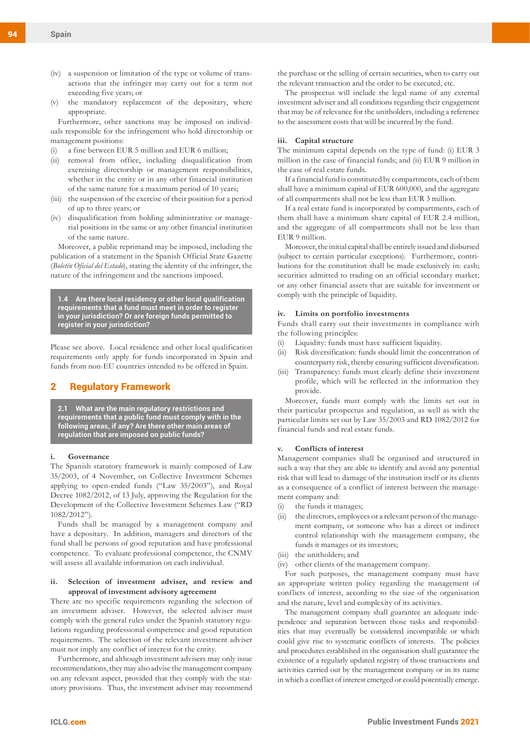(iv) a suspension or limitation of the type or volume of transactions that the infringer may carry out for a term not exceeding five years; or

(v) the mandatory replacement of the depositary, where appropriate.

Furthermore, other sanctions may be imposed on individuals responsible for the infringement who hold directorship or management positions:

(i) a fine between EUR 5 million and EUR 6 million;

(ii) removal from office, including disqualification from exercising directorship or management responsibilities, whether in the entity or in any other financial institution of the same nature for a maximum period of 10 years;

(iii) the suspension of the exercise of their position for a period of up to three years; or

(iv) disqualification from holding administrative or managerial positions in the same or any other financial institution of the same nature.

Moreover, a public reprimand may be imposed, including the publication of a statement in the Spanish Official State Gazette (*Boletín Oficial del Estado*), stating the identity of the infringer, the nature of the infringement and the sanctions imposed.

**1.4 Are there local residency or other local qualification requirements that a fund must meet in order to register in your jurisdiction? Or are foreign funds permitted to register in your jurisdiction?**

Please see above. Local residence and other local qualification requirements only apply for funds incorporated in Spain and funds from non-EU countries intended to be offered in Spain.

## 2 Regulatory Framework

**2.1 What are the main regulatory restrictions and requirements that a public fund must comply with in the following areas, if any? Are there other main areas of regulation that are imposed on public funds?**

### i. Governance

The Spanish statutory framework is mainly composed of Law 35/2003, of 4 November, on Collective Investment Schemes applying to open-ended funds ("Law 35/2003"), and Royal Decree 1082/2012, of 13 July, approving the Regulation for the Development of the Collective Investment Schemes Law ("RD 1082/2012").

Funds shall be managed by a management company and have a depositary. In addition, managers and directors of the fund shall be persons of good reputation and have professional competence. To evaluate professional competence, the CNMV will assess all available information on each individual.

### ii. Selection of investment adviser, and review and approval of investment advisory agreement

There are no specific requirements regarding the selection of an investment adviser. However, the selected adviser must comply with the general rules under the Spanish statutory regulations regarding professional competence and good reputation requirements. The selection of the relevant investment adviser must not imply any conflict of interest for the entity.

Furthermore, and although investment advisers may only issue recommendations, they may also advise the management company on any relevant aspect, provided that they comply with the statutory provisions. Thus, the investment adviser may recommend the purchase or the selling of certain securities, when to carry out the relevant transaction and the order to be executed, etc.

The prospectus will include the legal name of any external investment adviser and all conditions regarding their engagement that may be of relevance for the unitholders, including a reference to the assessment costs that will be incurred by the fund.

### iii. Capital structure

The minimum capital depends on the type of fund: (i) EUR 3 million in the case of financial funds; and (ii) EUR 9 million in the case of real estate funds.

If a financial fund is constituted by compartments, each of them shall have a minimum capital of EUR 600,000, and the aggregate of all compartments shall not be less than EUR 3 million.

If a real estate fund is incorporated by compartments, each of them shall have a minimum share capital of EUR 2.4 million, and the aggregate of all compartments shall not be less than EUR 9 million.

Moreover, the initial capital shall be entirely issued and disbursed (subject to certain particular exceptions). Furthermore, contributions for the constitution shall be made exclusively in: cash; securities admitted to trading on an official secondary market; or any other financial assets that are suitable for investment or comply with the principle of liquidity.

### iv. Limits on portfolio investments

Funds shall carry out their investments in compliance with the following principles:

(i) Liquidity: funds must have sufficient liquidity.

(ii) Risk diversification: funds should limit the concentration of counterparty risk, thereby ensuring sufficient diversification.

(iii) Transparency: funds must clearly define their investment profile, which will be reflected in the information they provide.

Moreover, funds must comply with the limits set out in their particular prospectus and regulation, as well as with the particular limits set out by Law 35/2003 and RD 1082/2012 for financial funds and real estate funds.

### v. Conflicts of interest

Management companies shall be organised and structured in such a way that they are able to identify and avoid any potential risk that will lead to damage of the institution itself or its clients as a consequence of a conflict of interest between the management company and:

(i) the funds it manages;

(ii) the directors, employees or a relevant person of the management company, or someone who has a direct or indirect control relationship with the management company, the funds it manages or its investors;

(iii) the unitholders; and

(iv) other clients of the management company.

For such purposes, the management company must have an appropriate written policy regarding the management of conflicts of interest, according to the size of the organisation and the nature, level and complexity of its activities.

The management company shall guarantee an adequate independence and separation between those tasks and responsibilities that may eventually be considered incompatible or which could give rise to systematic conflicts of interests. The policies and procedures established in the organisation shall guarantee the existence of a regularly updated registry of those transactions and activities carried out by the management company or in its name in which a conflict of interest emerged or could potentially emerge.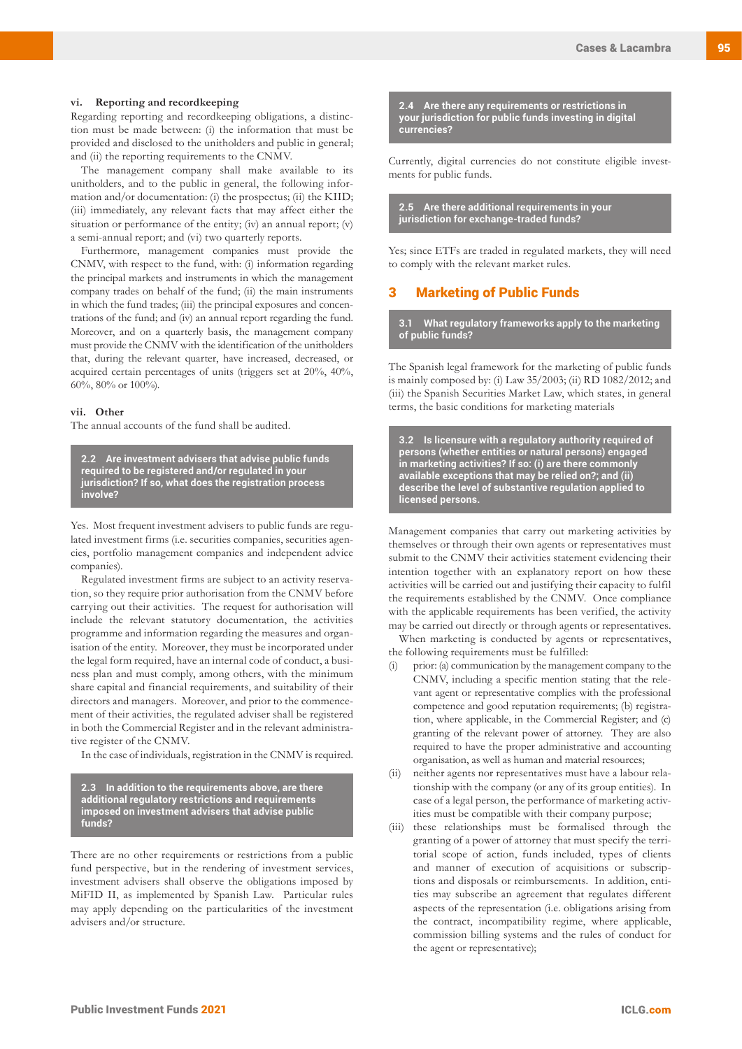### vi. Reporting and recordkeeping

Regarding reporting and recordkeeping obligations, a distinction must be made between: (i) the information that must be provided and disclosed to the unitholders and public in general; and (ii) the reporting requirements to the CNMV.

The management company shall make available to its unitholders, and to the public in general, the following information and/or documentation: (i) the prospectus; (ii) the KIID; (iii) immediately, any relevant facts that may affect either the situation or performance of the entity; (iv) an annual report; (v) a semi-annual report; and (vi) two quarterly reports.

Furthermore, management companies must provide the CNMV, with respect to the fund, with: (i) information regarding the principal markets and instruments in which the management company trades on behalf of the fund; (ii) the main instruments in which the fund trades; (iii) the principal exposures and concentrations of the fund; and (iv) an annual report regarding the fund. Moreover, and on a quarterly basis, the management company must provide the CNMV with the identification of the unitholders that, during the relevant quarter, have increased, decreased, or acquired certain percentages of units (triggers set at 20%, 40%, 60%, 80% or 100%).

### vii. Other

The annual accounts of the fund shall be audited.

### 2.2 Are investment advisers that advise public funds required to be registered and/or regulated in your jurisdiction? If so, what does the registration process involve?

Yes. Most frequent investment advisers to public funds are regulated investment firms (i.e. securities companies, securities agencies, portfolio management companies and independent advice companies).

Regulated investment firms are subject to an activity reservation, so they require prior authorisation from the CNMV before carrying out their activities. The request for authorisation will include the relevant statutory documentation, the activities programme and information regarding the measures and organisation of the entity. Moreover, they must be incorporated under the legal form required, have an internal code of conduct, a business plan and must comply, among others, with the minimum share capital and financial requirements, and suitability of their directors and managers. Moreover, and prior to the commencement of their activities, the regulated adviser shall be registered in both the Commercial Register and in the relevant administrative register of the CNMV.

In the case of individuals, registration in the CNMV is required.

### 2.3 In addition to the requirements above, are there additional regulatory restrictions and requirements imposed on investment advisers that advise public funds?

There are no other requirements or restrictions from a public fund perspective, but in the rendering of investment services, investment advisers shall observe the obligations imposed by MiFID II, as implemented by Spanish Law. Particular rules may apply depending on the particularities of the investment advisers and/or structure.

### 2.4 Are there any requirements or restrictions in your jurisdiction for public funds investing in digital currencies?

Currently, digital currencies do not constitute eligible investments for public funds.

### 2.5 Are there additional requirements in your jurisdiction for exchange-traded funds?

Yes; since ETFs are traded in regulated markets, they will need to comply with the relevant market rules.

## 3 Marketing of Public Funds

### 3.1 What regulatory frameworks apply to the marketing of public funds?

The Spanish legal framework for the marketing of public funds is mainly composed by: (i) Law 35/2003; (ii) RD 1082/2012; and (iii) the Spanish Securities Market Law, which states, in general terms, the basic conditions for marketing materials

### 3.2 Is licensure with a regulatory authority required of persons (whether entities or natural persons) engaged in marketing activities? If so: (i) are there commonly available exceptions that may be relied on?; and (ii) describe the level of substantive regulation applied to licensed persons.

Management companies that carry out marketing activities by themselves or through their own agents or representatives must submit to the CNMV their activities statement evidencing their intention together with an explanatory report on how these activities will be carried out and justifying their capacity to fulfil the requirements established by the CNMV. Once compliance with the applicable requirements has been verified, the activity may be carried out directly or through agents or representatives.

When marketing is conducted by agents or representatives, the following requirements must be fulfilled:

(i) prior: (a) communication by the management company to the CNMV, including a specific mention stating that the relevant agent or representative complies with the professional competence and good reputation requirements; (b) registration, where applicable, in the Commercial Register; and (c) granting of the relevant power of attorney. They are also required to have the proper administrative and accounting organisation, as well as human and material resources;

(ii) neither agents nor representatives must have a labour relationship with the company (or any of its group entities). In case of a legal person, the performance of marketing activities must be compatible with their company purpose;

(iii) these relationships must be formalised through the granting of a power of attorney that must specify the territorial scope of action, funds included, types of clients and manner of execution of acquisitions or subscriptions and disposals or reimbursements. In addition, entities may subscribe an agreement that regulates different aspects of the representation (i.e. obligations arising from the contract, incompatibility regime, where applicable, commission billing systems and the rules of conduct for the agent or representative);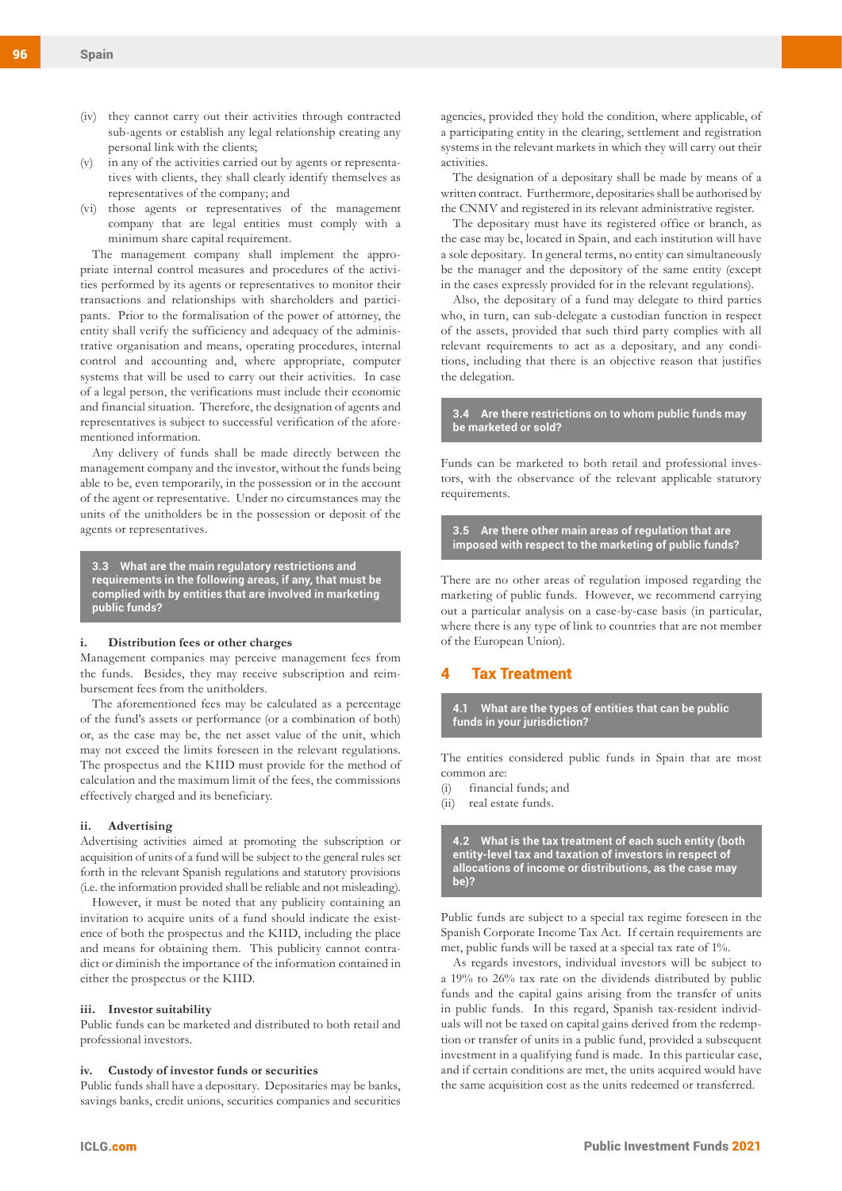(iv) they cannot carry out their activities through contracted sub-agents or establish any legal relationship creating any personal link with the clients;

(v) in any of the activities carried out by agents or representatives with clients, they shall clearly identify themselves as representatives of the company; and

(vi) those agents or representatives of the management company that are legal entities must comply with a minimum share capital requirement.

The management company shall implement the appropriate internal control measures and procedures of the activities performed by its agents or representatives to monitor their transactions and relationships with shareholders and participants. Prior to the formalisation of the power of attorney, the entity shall verify the sufficiency and adequacy of the administrative organisation and means, operating procedures, internal control and accounting and, where appropriate, computer systems that will be used to carry out their activities. In case of a legal person, the verifications must include their economic and financial situation. Therefore, the designation of agents and representatives is subject to successful verification of the aforementioned information.

Any delivery of funds shall be made directly between the management company and the investor, without the funds being able to be, even temporarily, in the possession or in the account of the agent or representative. Under no circumstances may the units of the unitholders be in the possession or deposit of the agents or representatives.

### 3.3 What are the main regulatory restrictions and requirements in the following areas, if any, that must be complied with by entities that are involved in marketing public funds?

**i. Distribution fees or other charges**

Management companies may perceive management fees from the funds. Besides, they may receive subscription and reimbursement fees from the unitholders.

The aforementioned fees may be calculated as a percentage of the fund's assets or performance (or a combination of both) or, as the case may be, the net asset value of the unit, which may not exceed the limits foreseen in the relevant regulations. The prospectus and the KIID must provide for the method of calculation and the maximum limit of the fees, the commissions effectively charged and its beneficiary.

**ii. Advertising**

Advertising activities aimed at promoting the subscription or acquisition of units of a fund will be subject to the general rules set forth in the relevant Spanish regulations and statutory provisions (i.e. the information provided shall be reliable and not misleading).

However, it must be noted that any publicity containing an invitation to acquire units of a fund should indicate the existence of both the prospectus and the KIID, including the place and means for obtaining them. This publicity cannot contradict or diminish the importance of the information contained in either the prospectus or the KIID.

**iii. Investor suitability**

Public funds can be marketed and distributed to both retail and professional investors.

**iv. Custody of investor funds or securities**

Public funds shall have a depositary. Depositaries may be banks, savings banks, credit unions, securities companies and securities agencies, provided they hold the condition, where applicable, of a participating entity in the clearing, settlement and registration systems in the relevant markets in which they will carry out their activities.

The designation of a depositary shall be made by means of a written contract. Furthermore, depositaries shall be authorised by the CNMV and registered in its relevant administrative register.

The depositary must have its registered office or branch, as the case may be, located in Spain, and each institution will have a sole depositary. In general terms, no entity can simultaneously be the manager and the depository of the same entity (except in the cases expressly provided for in the relevant regulations).

Also, the depositary of a fund may delegate to third parties who, in turn, can sub-delegate a custodian function in respect of the assets, provided that such third party complies with all relevant requirements to act as a depositary, and any conditions, including that there is an objective reason that justifies the delegation.

### 3.4 Are there restrictions on to whom public funds may be marketed or sold?

Funds can be marketed to both retail and professional investors, with the observance of the relevant applicable statutory requirements.

### 3.5 Are there other main areas of regulation that are imposed with respect to the marketing of public funds?

There are no other areas of regulation imposed regarding the marketing of public funds. However, we recommend carrying out a particular analysis on a case-by-case basis (in particular, where there is any type of link to countries that are not member of the European Union).

## 4 Tax Treatment

### 4.1 What are the types of entities that can be public funds in your jurisdiction?

The entities considered public funds in Spain that are most common are:

(i) financial funds; and

(ii) real estate funds.

### 4.2 What is the tax treatment of each such entity (both entity-level tax and taxation of investors in respect of allocations of income or distributions, as the case may be)?

Public funds are subject to a special tax regime foreseen in the Spanish Corporate Income Tax Act. If certain requirements are met, public funds will be taxed at a special tax rate of 1%.

As regards investors, individual investors will be subject to a 19% to 26% tax rate on the dividends distributed by public funds and the capital gains arising from the transfer of units in public funds. In this regard, Spanish tax-resident individuals will not be taxed on capital gains derived from the redemption or transfer of units in a public fund, provided a subsequent investment in a qualifying fund is made. In this particular case, and if certain conditions are met, the units acquired would have the same acquisition cost as the units redeemed or transferred.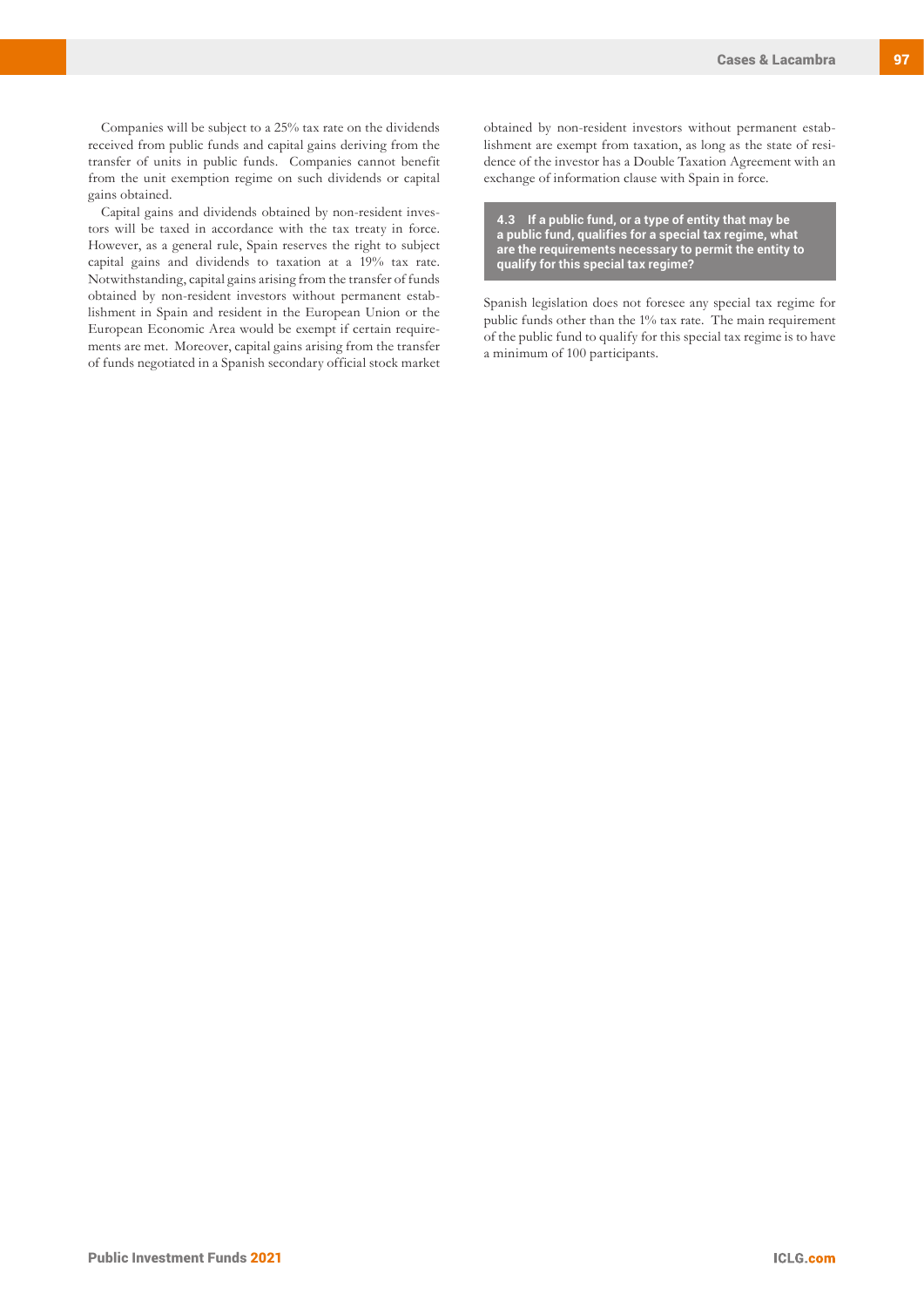Companies will be subject to a 25% tax rate on the dividends received from public funds and capital gains deriving from the transfer of units in public funds. Companies cannot benefit from the unit exemption regime on such dividends or capital gains obtained.

Capital gains and dividends obtained by non-resident investors will be taxed in accordance with the tax treaty in force. However, as a general rule, Spain reserves the right to subject capital gains and dividends to taxation at a 19% tax rate. Notwithstanding, capital gains arising from the transfer of funds obtained by non-resident investors without permanent establishment in Spain and resident in the European Union or the European Economic Area would be exempt if certain requirements are met. Moreover, capital gains arising from the transfer of funds negotiated in a Spanish secondary official stock market obtained by non-resident investors without permanent establishment are exempt from taxation, as long as the state of residence of the investor has a Double Taxation Agreement with an exchange of information clause with Spain in force.

### 4.3 If a public fund, or a type of entity that may be a public fund, qualifies for a special tax regime, what are the requirements necessary to permit the entity to qualify for this special tax regime?

Spanish legislation does not foresee any special tax regime for public funds other than the 1% tax rate. The main requirement of the public fund to qualify for this special tax regime is to have a minimum of 100 participants.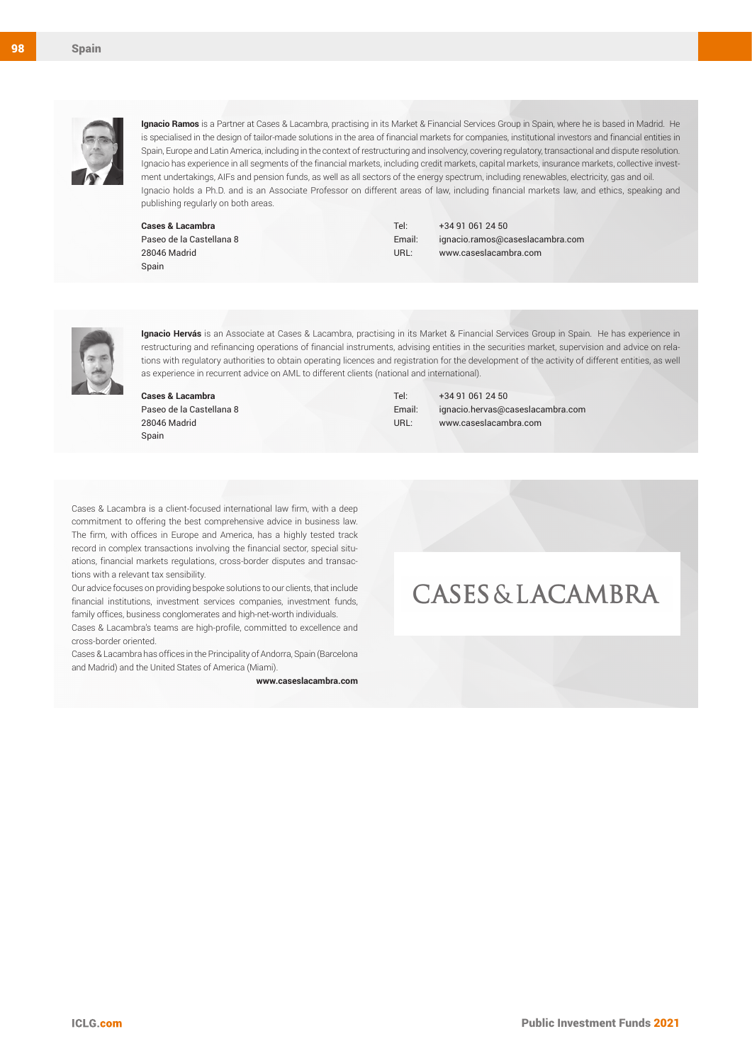**Ignacio Ramos** is a Partner at Cases & Lacambra, practising in its Market & Financial Services Group in Spain, where he is based in Madrid. He is specialised in the design of tailor-made solutions in the area of financial markets for companies, institutional investors and financial entities in Spain, Europe and Latin America, including in the context of restructuring and insolvency, covering regulatory, transactional and dispute resolution. Ignacio has experience in all segments of the financial markets, including credit markets, capital markets, insurance markets, collective investment undertakings, AIFs and pension funds, as well as all sectors of the energy spectrum, including renewables, electricity, gas and oil. Ignacio holds a Ph.D. and is an Associate Professor on different areas of law, including financial markets law, and ethics, speaking and publishing regularly on both areas.

**Cases & Lacambra**
Paseo de la Castellana 8
28046 Madrid
Spain

Tel: +34 91 061 24 50
Email: ignacio.ramos@caseslacambra.com
URL: www.caseslacambra.com

**Ignacio Hervás** is an Associate at Cases & Lacambra, practising in its Market & Financial Services Group in Spain. He has experience in restructuring and refinancing operations of financial instruments, advising entities in the securities market, supervision and advice on relations with regulatory authorities to obtain operating licences and registration for the development of the activity of different entities, as well as experience in recurrent advice on AML to different clients (national and international).

**Cases & Lacambra**
Paseo de la Castellana 8
28046 Madrid
Spain

Tel: +34 91 061 24 50
Email: ignacio.hervas@caseslacambra.com
URL: www.caseslacambra.com

Cases & Lacambra is a client-focused international law firm, with a deep commitment to offering the best comprehensive advice in business law. The firm, with offices in Europe and America, has a highly tested track record in complex transactions involving the financial sector, special situations, financial markets regulations, cross-border disputes and transactions with a relevant tax sensibility.

Our advice focuses on providing bespoke solutions to our clients, that include financial institutions, investment services companies, investment funds, family offices, business conglomerates and high-net-worth individuals.

Cases & Lacambra's teams are high-profile, committed to excellence and cross-border oriented.

Cases & Lacambra has offices in the Principality of Andorra, Spain (Barcelona and Madrid) and the United States of America (Miami).

**www.caseslacambra.com**

CASES & LACAMBRA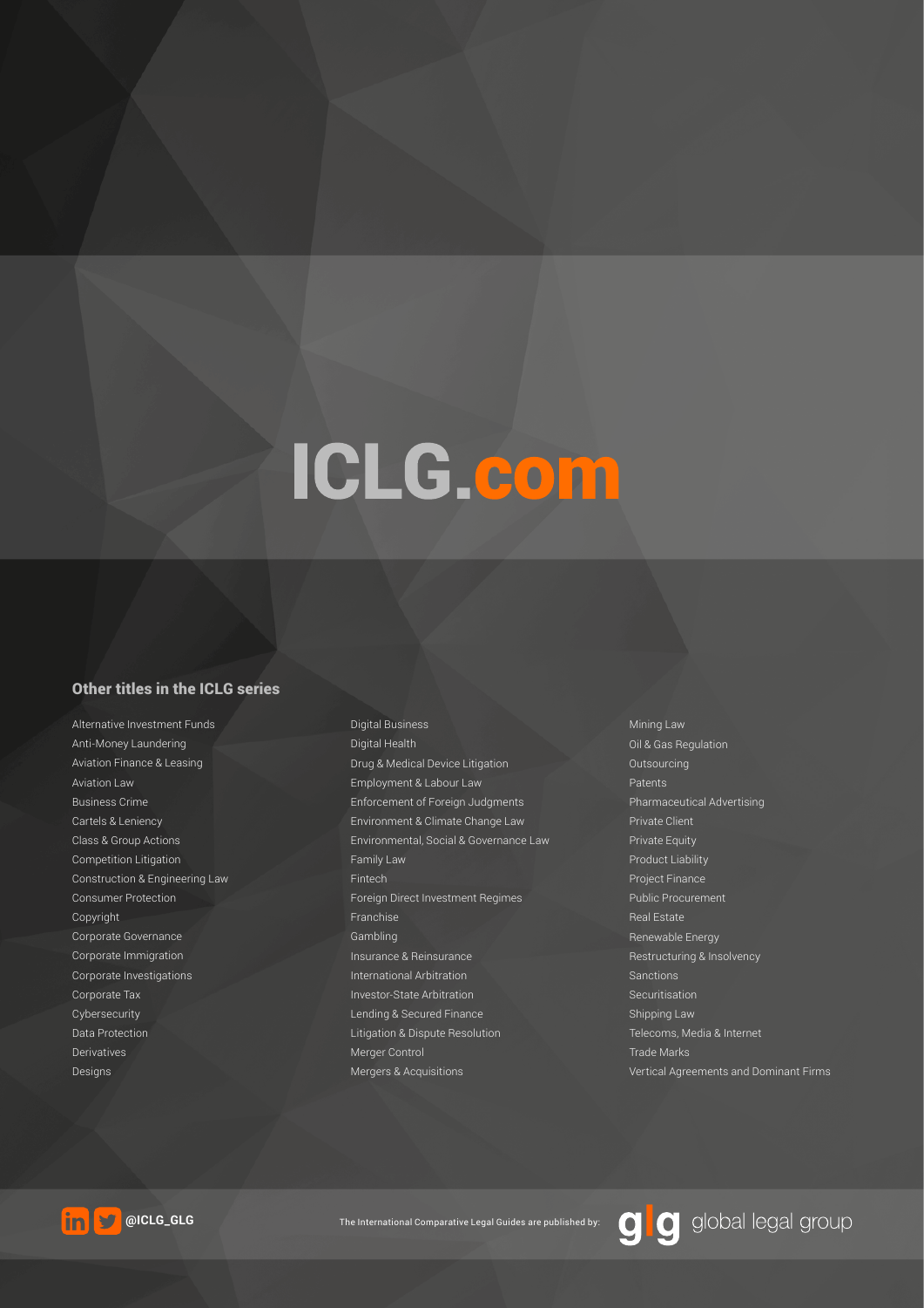# ICLG.com

## Other titles in the ICLG series

- Alternative Investment Funds
- Anti-Money Laundering
- Aviation Finance & Leasing
- Aviation Law
- Business Crime
- Cartels & Leniency
- Class & Group Actions
- Competition Litigation
- Construction & Engineering Law
- Consumer Protection
- Copyright
- Corporate Governance
- Corporate Immigration
- Corporate Investigations
- Corporate Tax
- Cybersecurity
- Data Protection
- Derivatives
- Designs
- Digital Business
- Digital Health
- Drug & Medical Device Litigation
- Employment & Labour Law
- Enforcement of Foreign Judgments
- Environment & Climate Change Law
- Environmental, Social & Governance Law
- Family Law
- Fintech
- Foreign Direct Investment Regimes
- Franchise
- Gambling
- Insurance & Reinsurance
- International Arbitration
- Investor-State Arbitration
- Lending & Secured Finance
- Litigation & Dispute Resolution
- Merger Control
- Mergers & Acquisitions
- Mining Law
- Oil & Gas Regulation
- Outsourcing
- Patents
- Pharmaceutical Advertising
- Private Client
- Private Equity
- Product Liability
- Project Finance
- Public Procurement
- Real Estate
- Renewable Energy
- Restructuring & Insolvency
- Sanctions
- Securitisation
- Shipping Law
- Telecoms, Media & Internet
- Trade Marks
- Vertical Agreements and Dominant Firms

@ICLG_GLG

The International Comparative Legal Guides are published by: glg global legal group